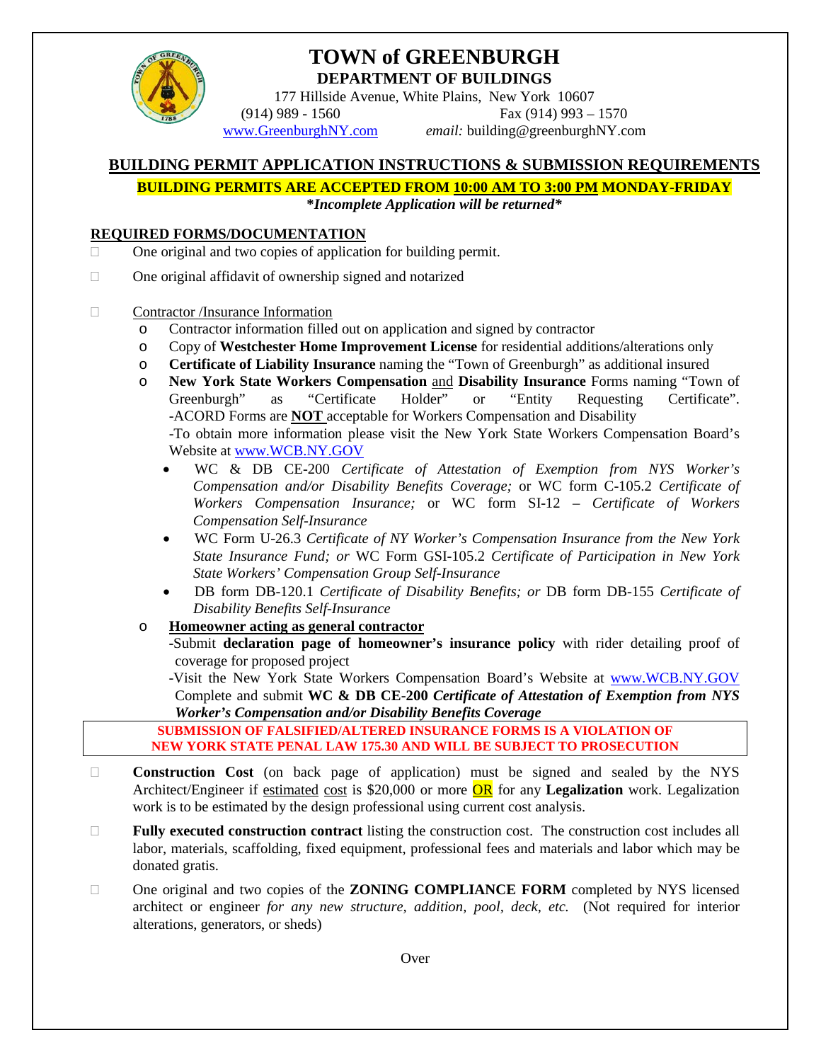# TOWN of GREENBURGH

## DEPARTMENT OF BUILDINGS

177 Hillside Avenue, White Plains, New York 10607
(914) 989 - 1560 Fax (914) 993 – 1570
www.GreenburghNY.com *email:* building@greenburghNY.com

## BUILDING PERMIT APPLICATION INSTRUCTIONS & SUBMISSION REQUIREMENTS

**BUILDING PERMITS ARE ACCEPTED FROM 10:00 AM TO 3:00 PM MONDAY-FRIDAY**

***Incomplete Application will be returned***

### REQUIRED FORMS/DOCUMENTATION

- One original and two copies of application for building permit.
- One original affidavit of ownership signed and notarized
- Contractor /Insurance Information
  - Contractor information filled out on application and signed by contractor
  - Copy of **Westchester Home Improvement License** for residential additions/alterations only
  - **Certificate of Liability Insurance** naming the "Town of Greenburgh" as additional insured
  - **New York State Workers Compensation** and **Disability Insurance** Forms naming "Town of Greenburgh" as "Certificate Holder" or "Entity Requesting Certificate".
    -ACORD Forms are **NOT** acceptable for Workers Compensation and Disability
    -To obtain more information please visit the New York State Workers Compensation Board's Website at www.WCB.NY.GOV
    - WC & DB CE-200 *Certificate of Attestation of Exemption from NYS Worker's Compensation and/or Disability Benefits Coverage;* or WC form C-105.2 *Certificate of Workers Compensation Insurance;* or WC form SI-12 – *Certificate of Workers Compensation Self-Insurance*
    - WC Form U-26.3 *Certificate of NY Worker's Compensation Insurance from the New York State Insurance Fund; or* WC Form GSI-105.2 *Certificate of Participation in New York State Workers' Compensation Group Self-Insurance*
    - DB form DB-120.1 *Certificate of Disability Benefits; or* DB form DB-155 *Certificate of Disability Benefits Self-Insurance*
  - **Homeowner acting as general contractor**
    -Submit **declaration page of homeowner's insurance policy** with rider detailing proof of coverage for proposed project
    -Visit the New York State Workers Compensation Board's Website at www.WCB.NY.GOV Complete and submit **WC & DB CE-200 *Certificate of Attestation of Exemption from NYS Worker's Compensation and/or Disability Benefits Coverage***

**SUBMISSION OF FALSIFIED/ALTERED INSURANCE FORMS IS A VIOLATION OF NEW YORK STATE PENAL LAW 175.30 AND WILL BE SUBJECT TO PROSECUTION**

- **Construction Cost** (on back page of application) must be signed and sealed by the NYS Architect/Engineer if estimated cost is $20,000 or more OR for any **Legalization** work. Legalization work is to be estimated by the design professional using current cost analysis.
- **Fully executed construction contract** listing the construction cost. The construction cost includes all labor, materials, scaffolding, fixed equipment, professional fees and materials and labor which may be donated gratis.
- One original and two copies of the **ZONING COMPLIANCE FORM** completed by NYS licensed architect or engineer *for any new structure, addition, pool, deck, etc.* (Not required for interior alterations, generators, or sheds)

Over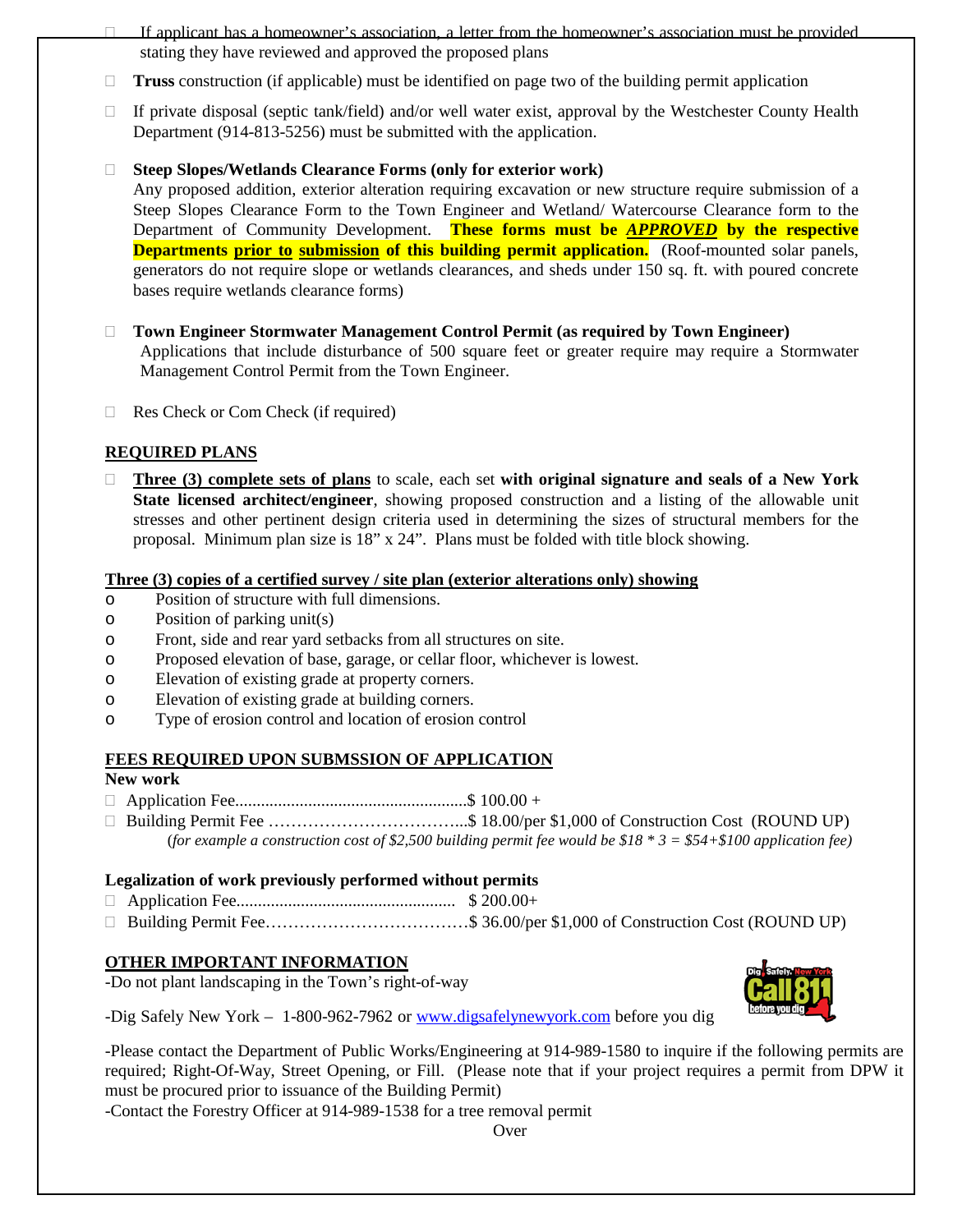- ☐ If applicant has a homeowner's association, a letter from the homeowner's association must be provided stating they have reviewed and approved the proposed plans

- ☐ **Truss** construction (if applicable) must be identified on page two of the building permit application

- ☐ If private disposal (septic tank/field) and/or well water exist, approval by the Westchester County Health Department (914-813-5256) must be submitted with the application.

- ☐ **Steep Slopes/Wetlands Clearance Forms (only for exterior work)**
  Any proposed addition, exterior alteration requiring excavation or new structure require submission of a Steep Slopes Clearance Form to the Town Engineer and Wetland/ Watercourse Clearance form to the Department of Community Development. **These forms must be _APPROVED_ by the respective Departments prior to submission of this building permit application.** (Roof-mounted solar panels, generators do not require slope or wetlands clearances, and sheds under 150 sq. ft. with poured concrete bases require wetlands clearance forms)

- ☐ **Town Engineer Stormwater Management Control Permit (as required by Town Engineer)**
  Applications that include disturbance of 500 square feet or greater require may require a Stormwater Management Control Permit from the Town Engineer.

- ☐ Res Check or Com Check (if required)

## REQUIRED PLANS

- ☐ **Three (3) complete sets of plans** to scale, each set **with original signature and seals of a New York State licensed architect/engineer**, showing proposed construction and a listing of the allowable unit stresses and other pertinent design criteria used in determining the sizes of structural members for the proposal. Minimum plan size is 18" x 24". Plans must be folded with title block showing.

**Three (3) copies of a certified survey / site plan (exterior alterations only) showing**

- Position of structure with full dimensions.
- Position of parking unit(s)
- Front, side and rear yard setbacks from all structures on site.
- Proposed elevation of base, garage, or cellar floor, whichever is lowest.
- Elevation of existing grade at property corners.
- Elevation of existing grade at building corners.
- Type of erosion control and location of erosion control

## FEES REQUIRED UPON SUBMSSION OF APPLICATION

**New work**

- ☐ Application Fee......................................................$ 100.00 +
- ☐ Building Permit Fee ……………………………...$ 18.00/per $1,000 of Construction Cost (ROUND UP)
  (*for example a construction cost of $2,500 building permit fee would be $18 * 3 = $54+$100 application fee)*

**Legalization of work previously performed without permits**

- ☐ Application Fee.................................................. $ 200.00+
- ☐ Building Permit Fee………………………………$ 36.00/per $1,000 of Construction Cost (ROUND UP)

## OTHER IMPORTANT INFORMATION

-Do not plant landscaping in the Town's right-of-way

-Dig Safely New York – 1-800-962-7962 or www.digsafelynewyork.com before you dig

-Please contact the Department of Public Works/Engineering at 914-989-1580 to inquire if the following permits are required; Right-Of-Way, Street Opening, or Fill. (Please note that if your project requires a permit from DPW it must be procured prior to issuance of the Building Permit)

-Contact the Forestry Officer at 914-989-1538 for a tree removal permit

Over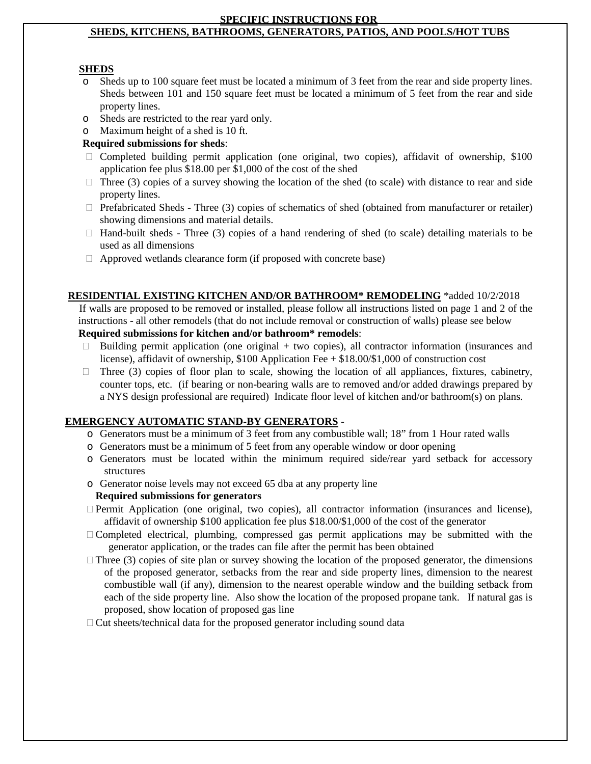## SPECIFIC INSTRUCTIONS FOR SHEDS, KITCHENS, BATHROOMS, GENERATORS, PATIOS, AND POOLS/HOT TUBS

### SHEDS

- Sheds up to 100 square feet must be located a minimum of 3 feet from the rear and side property lines. Sheds between 101 and 150 square feet must be located a minimum of 5 feet from the rear and side property lines.
- Sheds are restricted to the rear yard only.
- Maximum height of a shed is 10 ft.

**Required submissions for sheds**:

- Completed building permit application (one original, two copies), affidavit of ownership, $100 application fee plus $18.00 per $1,000 of the cost of the shed
- Three (3) copies of a survey showing the location of the shed (to scale) with distance to rear and side property lines.
- Prefabricated Sheds - Three (3) copies of schematics of shed (obtained from manufacturer or retailer) showing dimensions and material details.
- Hand-built sheds - Three (3) copies of a hand rendering of shed (to scale) detailing materials to be used as all dimensions
- Approved wetlands clearance form (if proposed with concrete base)

### RESIDENTIAL EXISTING KITCHEN AND/OR BATHROOM* REMODELING *added 10/2/2018

If walls are proposed to be removed or installed, please follow all instructions listed on page 1 and 2 of the instructions - all other remodels (that do not include removal or construction of walls) please see below

**Required submissions for kitchen and/or bathroom* remodels**:

- Building permit application (one original + two copies), all contractor information (insurances and license), affidavit of ownership, $100 Application Fee + $18.00/$1,000 of construction cost
- Three (3) copies of floor plan to scale, showing the location of all appliances, fixtures, cabinetry, counter tops, etc. (if bearing or non-bearing walls are to removed and/or added drawings prepared by a NYS design professional are required) Indicate floor level of kitchen and/or bathroom(s) on plans.

### EMERGENCY AUTOMATIC STAND-BY GENERATORS -

- Generators must be a minimum of 3 feet from any combustible wall; 18" from 1 Hour rated walls
- Generators must be a minimum of 5 feet from any operable window or door opening
- Generators must be located within the minimum required side/rear yard setback for accessory structures
- Generator noise levels may not exceed 65 dba at any property line

**Required submissions for generators**

- Permit Application (one original, two copies), all contractor information (insurances and license), affidavit of ownership $100 application fee plus $18.00/$1,000 of the cost of the generator
- Completed electrical, plumbing, compressed gas permit applications may be submitted with the generator application, or the trades can file after the permit has been obtained
- Three (3) copies of site plan or survey showing the location of the proposed generator, the dimensions of the proposed generator, setbacks from the rear and side property lines, dimension to the nearest combustible wall (if any), dimension to the nearest operable window and the building setback from each of the side property line. Also show the location of the proposed propane tank. If natural gas is proposed, show location of proposed gas line
- Cut sheets/technical data for the proposed generator including sound data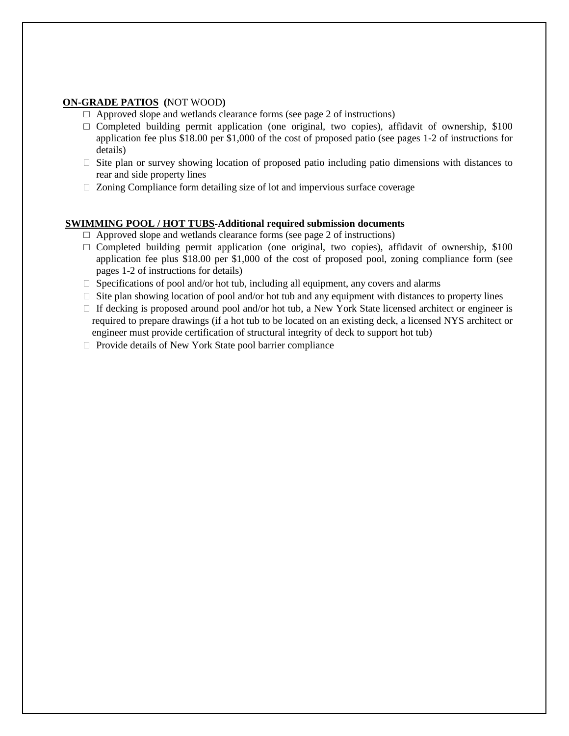**ON-GRADE PATIOS (**NOT WOOD**)**

- ☐ Approved slope and wetlands clearance forms (see page 2 of instructions)
- ☐ Completed building permit application (one original, two copies), affidavit of ownership, $100 application fee plus $18.00 per $1,000 of the cost of proposed patio (see pages 1-2 of instructions for details)
- ☐ Site plan or survey showing location of proposed patio including patio dimensions with distances to rear and side property lines
- ☐ Zoning Compliance form detailing size of lot and impervious surface coverage

**SWIMMING POOL / HOT TUBS-Additional required submission documents**

- ☐ Approved slope and wetlands clearance forms (see page 2 of instructions)
- ☐ Completed building permit application (one original, two copies), affidavit of ownership, $100 application fee plus $18.00 per $1,000 of the cost of proposed pool, zoning compliance form (see pages 1-2 of instructions for details)
- ☐ Specifications of pool and/or hot tub, including all equipment, any covers and alarms
- ☐ Site plan showing location of pool and/or hot tub and any equipment with distances to property lines
- ☐ If decking is proposed around pool and/or hot tub, a New York State licensed architect or engineer is required to prepare drawings (if a hot tub to be located on an existing deck, a licensed NYS architect or engineer must provide certification of structural integrity of deck to support hot tub)
- ☐ Provide details of New York State pool barrier compliance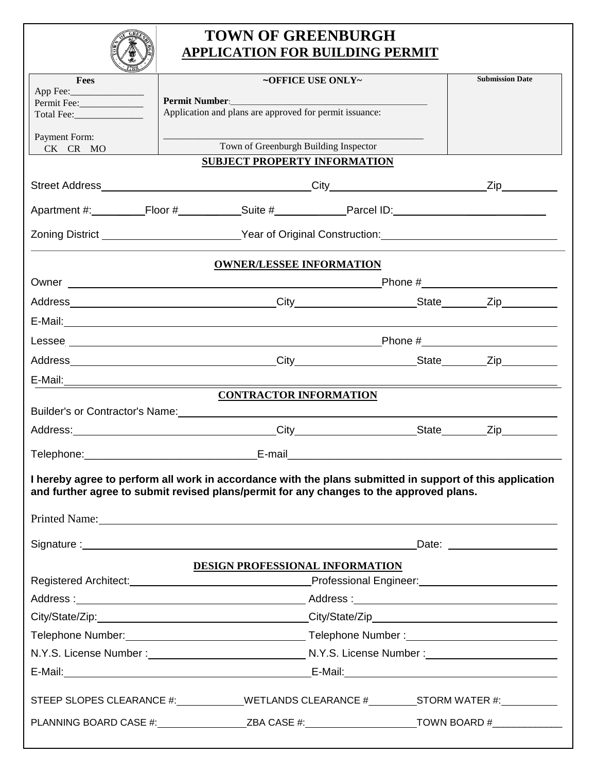# TOWN OF GREENBURGH

## APPLICATION FOR BUILDING PERMIT

| Fees | ~OFFICE USE ONLY~ | Submission Date |
|---|---|---|
| App Fee:_______________<br>Permit Fee:_____________<br>Total Fee:______________<br><br>Payment Form:<br>CK CR MO | **Permit Number**:________________________________________<br>Application and plans are approved for permit issuance:<br><br>______________________________________________<br>Town of Greenburgh Building Inspector | |

### SUBJECT PROPERTY INFORMATION

Street Address__________________________________City___________________________Zip_________

Apartment #:_________Floor #__________Suite #___________Parcel ID:_________________________

Zoning District ______________________Year of Original Construction:___________________________

### OWNER/LESSEE INFORMATION

Owner ______________________________________________________Phone #______________________

Address____________________________________City____________________State_______Zip_________

E-Mail:________________________________________________________________________________

Lessee ______________________________________________________Phone #______________________

Address____________________________________City____________________State_______Zip_________

E-Mail:________________________________________________________________________________

### CONTRACTOR INFORMATION

Builder's or Contractor's Name:________________________________________________________________

Address:___________________________________City____________________State_______Zip_________

Telephone:_____________________________E-mail______________________________________________

**I hereby agree to perform all work in accordance with the plans submitted in support of this application and further agree to submit revised plans/permit for any changes to the approved plans.**

Printed Name:__________________________________________________________________________

Signature :_________________________________________________________Date: __________________

### DESIGN PROFESSIONAL INFORMATION

Registered Architect:_______________________________Professional Engineer:_______________________

Address :_______________________________________ Address :____________________________________

City/State/Zip:___________________________________City/State/Zip________________________________

Telephone Number:_______________________________ Telephone Number :__________________________

N.Y.S. License Number :___________________________ N.Y.S. License Number :_______________________

E-Mail:__________________________________________E-Mail:____________________________________

STEEP SLOPES CLEARANCE #:____________WETLANDS CLEARANCE #_________STORM WATER #:__________

PLANNING BOARD CASE #:________________ZBA CASE #:____________________TOWN BOARD #_____________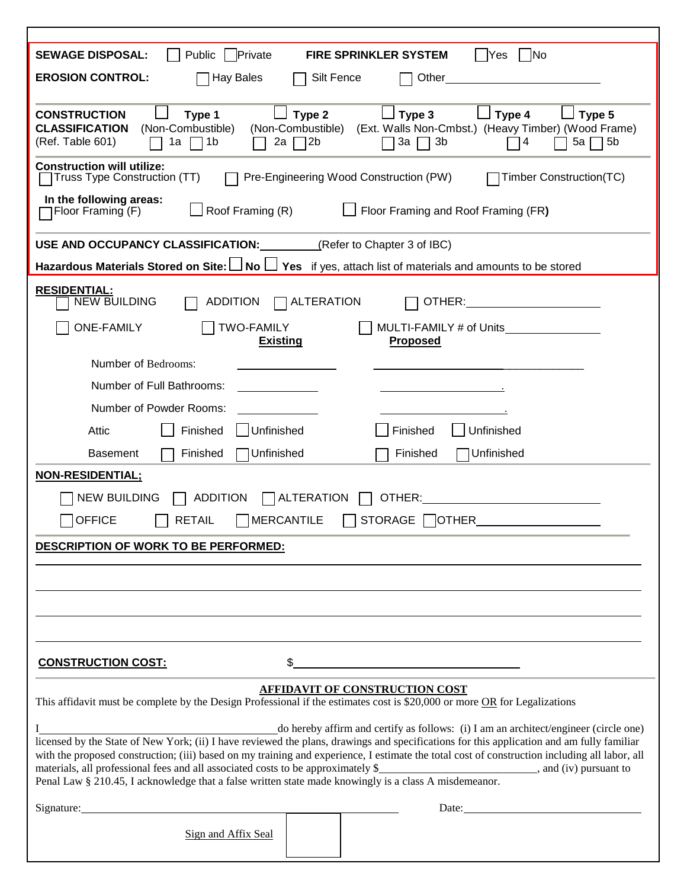**SEWAGE DISPOSAL:** ☐ Public ☐ Private **FIRE SPRINKLER SYSTEM** ☐ Yes ☐ No

**EROSION CONTROL:** ☐ Hay Bales ☐ Silt Fence ☐ Other\_\_\_\_\_\_\_\_\_\_\_\_\_\_\_\_\_\_\_\_\_\_\_\_

**CONSTRUCTION CLASSIFICATION** (Ref. Table 601)

☐ **Type 1** (Non-Combustible) ☐ 1a ☐ 1b
☐ **Type 2** (Non-Combustible) ☐ 2a ☐ 2b
☐ **Type 3** (Ext. Walls Non-Cmbst.) ☐ 3a ☐ 3b
☐ **Type 4** (Heavy Timber) ☐ 4
☐ **Type 5** (Wood Frame) ☐ 5a ☐ 5b

**Construction will utilize:**
☐ Truss Type Construction (TT) ☐ Pre-Engineering Wood Construction (PW) ☐ Timber Construction(TC)

**In the following areas:**
☐ Floor Framing (F) ☐ Roof Framing (R) ☐ Floor Framing and Roof Framing (FR**)**

**USE AND OCCUPANCY CLASSIFICATION:**\_\_\_\_\_\_\_\_\_\_(Refer to Chapter 3 of IBC)

**Hazardous Materials Stored on Site:** ☐ **No** ☐ **Yes** if yes, attach list of materials and amounts to be stored

**RESIDENTIAL:**

☐ NEW BUILDING ☐ ADDITION ☐ ALTERATION ☐ OTHER:\_\_\_\_\_\_\_\_\_\_\_\_\_\_\_\_\_\_\_\_

☐ ONE-FAMILY ☐ TWO-FAMILY ☐ MULTI-FAMILY # of Units\_\_\_\_\_\_\_\_\_\_\_\_\_\_

| | **Existing** | **Proposed** |
|---|---|---|
| Number of Bedrooms: | \_\_\_\_\_\_\_\_\_\_\_\_ | \_\_\_\_\_\_\_\_\_\_\_\_ |
| Number of Full Bathrooms: | \_\_\_\_\_\_\_\_\_\_\_\_ | \_\_\_\_\_\_\_\_\_\_\_\_. |
| Number of Powder Rooms: | \_\_\_\_\_\_\_\_\_\_\_\_ | \_\_\_\_\_\_\_\_\_\_\_\_. |
| Attic | ☐ Finished ☐ Unfinished | ☐ Finished ☐ Unfinished |
| Basement | ☐ Finished ☐ Unfinished | ☐ Finished ☐ Unfinished |

**NON-RESIDENTIAL;**

☐ NEW BUILDING ☐ ADDITION ☐ ALTERATION ☐ OTHER:\_\_\_\_\_\_\_\_\_\_\_\_\_\_\_\_\_\_\_\_

☐ OFFICE ☐ RETAIL ☐ MERCANTILE ☐ STORAGE ☐ OTHER\_\_\_\_\_\_\_\_\_\_\_\_\_\_\_\_\_\_

**DESCRIPTION OF WORK TO BE PERFORMED:**

\_\_\_\_\_\_\_\_\_\_\_\_\_\_\_\_\_\_\_\_\_\_\_\_\_\_\_\_\_\_\_\_\_\_\_\_\_\_\_\_\_\_\_\_\_\_\_\_\_\_\_\_\_\_\_\_\_\_\_\_\_\_

\_\_\_\_\_\_\_\_\_\_\_\_\_\_\_\_\_\_\_\_\_\_\_\_\_\_\_\_\_\_\_\_\_\_\_\_\_\_\_\_\_\_\_\_\_\_\_\_\_\_\_\_\_\_\_\_\_\_\_\_\_\_

\_\_\_\_\_\_\_\_\_\_\_\_\_\_\_\_\_\_\_\_\_\_\_\_\_\_\_\_\_\_\_\_\_\_\_\_\_\_\_\_\_\_\_\_\_\_\_\_\_\_\_\_\_\_\_\_\_\_\_\_\_\_

\_\_\_\_\_\_\_\_\_\_\_\_\_\_\_\_\_\_\_\_\_\_\_\_\_\_\_\_\_\_\_\_\_\_\_\_\_\_\_\_\_\_\_\_\_\_\_\_\_\_\_\_\_\_\_\_\_\_\_\_\_\_

**CONSTRUCTION COST:** $\_\_\_\_\_\_\_\_\_\_\_\_\_\_\_\_\_\_\_\_\_\_\_\_\_\_\_\_\_\_

**AFFIDAVIT OF CONSTRUCTION COST**

This affidavit must be complete by the Design Professional if the estimates cost is $20,000 or more OR for Legalizations

I\_\_\_\_\_\_\_\_\_\_\_\_\_\_\_\_\_\_\_\_\_\_\_\_\_\_\_\_\_\_\_\_\_\_\_\_do hereby affirm and certify as follows: (i) I am an architect/engineer (circle one) licensed by the State of New York; (ii) I have reviewed the plans, drawings and specifications for this application and am fully familiar with the proposed construction; (iii) based on my training and experience, I estimate the total cost of construction including all labor, all materials, all professional fees and all associated costs to be approximately $\_\_\_\_\_\_\_\_\_\_\_\_\_\_\_\_\_\_\_\_\_\_\_\_\_\_, and (iv) pursuant to Penal Law § 210.45, I acknowledge that a false written state made knowingly is a class A misdemeanor.

Signature:\_\_\_\_\_\_\_\_\_\_\_\_\_\_\_\_\_\_\_\_\_\_\_\_\_\_\_\_\_\_\_\_\_\_\_\_\_\_\_\_\_\_\_\_\_\_\_\_ Date:\_\_\_\_\_\_\_\_\_\_\_\_\_\_\_\_\_\_\_\_\_\_\_\_\_\_\_\_

Sign and Affix Seal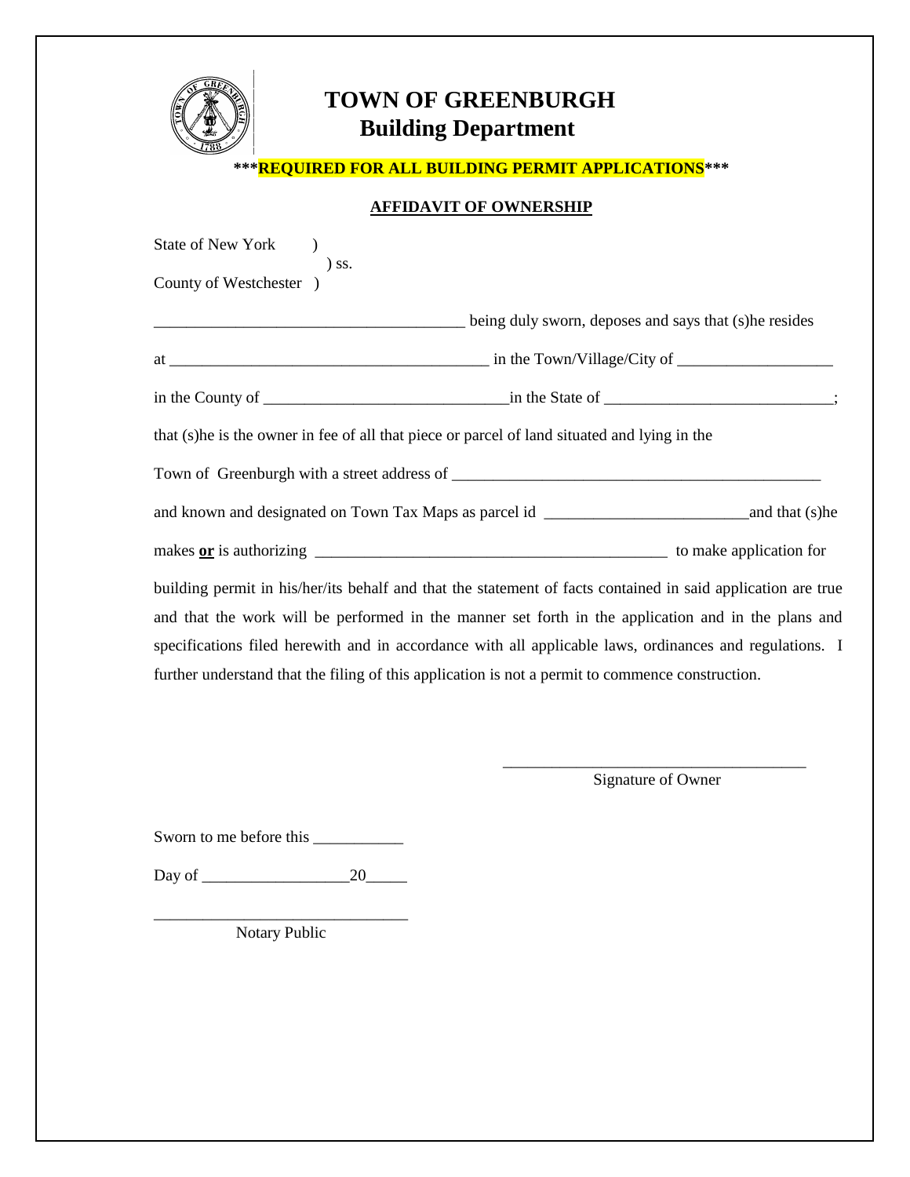# TOWN OF GREENBURGH
## Building Department

**\*\*\*REQUIRED FOR ALL BUILDING PERMIT APPLICATIONS\*\*\***

**AFFIDAVIT OF OWNERSHIP**

State of New York )
) ss.
County of Westchester )

______________________________________ being duly sworn, deposes and says that (s)he resides

at _______________________________________ in the Town/Village/City of ___________________

in the County of ______________________________in the State of ____________________________;

that (s)he is the owner in fee of all that piece or parcel of land situated and lying in the

Town of Greenburgh with a street address of ______________________________________________

and known and designated on Town Tax Maps as parcel id _________________________and that (s)he

makes **or** is authorizing ___________________________________________ to make application for

building permit in his/her/its behalf and that the statement of facts contained in said application are true and that the work will be performed in the manner set forth in the application and in the plans and specifications filed herewith and in accordance with all applicable laws, ordinances and regulations. I further understand that the filing of this application is not a permit to commence construction.

_____________________________________
Signature of Owner

Sworn to me before this ___________

Day of __________________20_____

_______________________________
Notary Public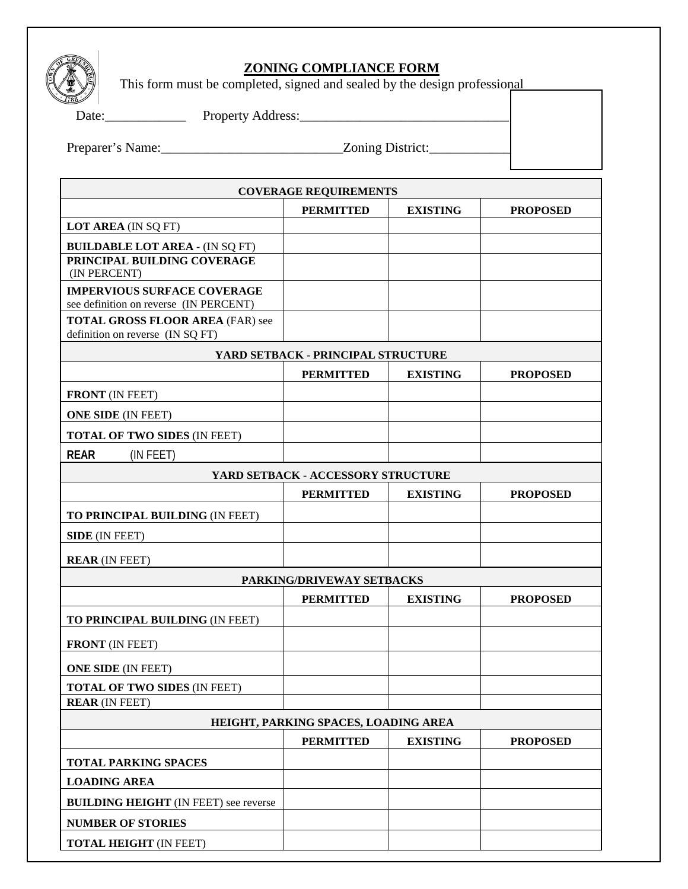# ZONING COMPLIANCE FORM

This form must be completed, signed and sealed by the design professional

Date:____________ Property Address:_______________________________

Preparer's Name:___________________________Zoning District:____________

| COVERAGE REQUIREMENTS | | | |
|---|---|---|---|
| | **PERMITTED** | **EXISTING** | **PROPOSED** |
| **LOT AREA** (IN SQ FT) | | | |
| **BUILDABLE LOT AREA -** (IN SQ FT) | | | |
| **PRINCIPAL BUILDING COVERAGE** (IN PERCENT) | | | |
| **IMPERVIOUS SURFACE COVERAGE** see definition on reverse (IN PERCENT) | | | |
| **TOTAL GROSS FLOOR AREA** (FAR) see definition on reverse (IN SQ FT) | | | |

| YARD SETBACK - PRINCIPAL STRUCTURE | | | |
|---|---|---|---|
| | **PERMITTED** | **EXISTING** | **PROPOSED** |
| **FRONT** (IN FEET) | | | |
| **ONE SIDE** (IN FEET) | | | |
| **TOTAL OF TWO SIDES** (IN FEET) | | | |
| **REAR** (IN FEET) | | | |

| YARD SETBACK - ACCESSORY STRUCTURE | | | |
|---|---|---|---|
| | **PERMITTED** | **EXISTING** | **PROPOSED** |
| **TO PRINCIPAL BUILDING** (IN FEET) | | | |
| **SIDE** (IN FEET) | | | |
| **REAR** (IN FEET) | | | |

| PARKING/DRIVEWAY SETBACKS | | | |
|---|---|---|---|
| | **PERMITTED** | **EXISTING** | **PROPOSED** |
| **TO PRINCIPAL BUILDING** (IN FEET) | | | |
| **FRONT** (IN FEET) | | | |
| **ONE SIDE** (IN FEET) | | | |
| **TOTAL OF TWO SIDES** (IN FEET) | | | |
| **REAR** (IN FEET) | | | |

| HEIGHT, PARKING SPACES, LOADING AREA | | | |
|---|---|---|---|
| | **PERMITTED** | **EXISTING** | **PROPOSED** |
| **TOTAL PARKING SPACES** | | | |
| **LOADING AREA** | | | |
| **BUILDING HEIGHT** (IN FEET) see reverse | | | |
| **NUMBER OF STORIES** | | | |
| **TOTAL HEIGHT** (IN FEET) | | | |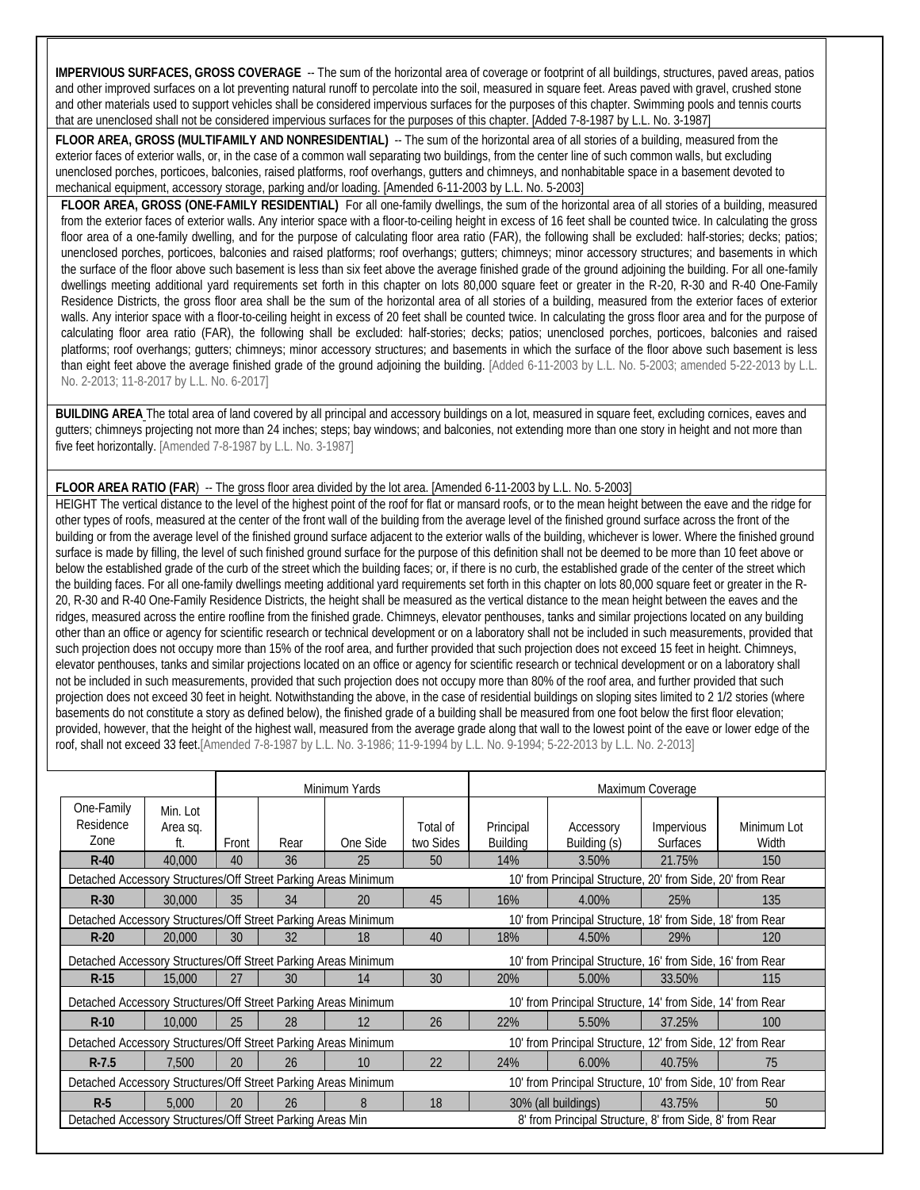**IMPERVIOUS SURFACES, GROSS COVERAGE** -- The sum of the horizontal area of coverage or footprint of all buildings, structures, paved areas, patios and other improved surfaces on a lot preventing natural runoff to percolate into the soil, measured in square feet. Areas paved with gravel, crushed stone and other materials used to support vehicles shall be considered impervious surfaces for the purposes of this chapter. Swimming pools and tennis courts that are unenclosed shall not be considered impervious surfaces for the purposes of this chapter. [Added 7-8-1987 by L.L. No. 3-1987]

**FLOOR AREA, GROSS (MULTIFAMILY AND NONRESIDENTIAL)** -- The sum of the horizontal area of all stories of a building, measured from the exterior faces of exterior walls, or, in the case of a common wall separating two buildings, from the center line of such common walls, but excluding unenclosed porches, porticoes, balconies, raised platforms, roof overhangs, gutters and chimneys, and nonhabitable space in a basement devoted to mechanical equipment, accessory storage, parking and/or loading. [Amended 6-11-2003 by L.L. No. 5-2003]

**FLOOR AREA, GROSS (ONE-FAMILY RESIDENTIAL)** For all one-family dwellings, the sum of the horizontal area of all stories of a building, measured from the exterior faces of exterior walls. Any interior space with a floor-to-ceiling height in excess of 16 feet shall be counted twice. In calculating the gross floor area of a one-family dwelling, and for the purpose of calculating floor area ratio (FAR), the following shall be excluded: half-stories; decks; patios; unenclosed porches, porticoes, balconies and raised platforms; roof overhangs; gutters; chimneys; minor accessory structures; and basements in which the surface of the floor above such basement is less than six feet above the average finished grade of the ground adjoining the building. For all one-family dwellings meeting additional yard requirements set forth in this chapter on lots 80,000 square feet or greater in the R-20, R-30 and R-40 One-Family Residence Districts, the gross floor area shall be the sum of the horizontal area of all stories of a building, measured from the exterior faces of exterior walls. Any interior space with a floor-to-ceiling height in excess of 20 feet shall be counted twice. In calculating the gross floor area and for the purpose of calculating floor area ratio (FAR), the following shall be excluded: half-stories; decks; patios; unenclosed porches, porticoes, balconies and raised platforms; roof overhangs; gutters; chimneys; minor accessory structures; and basements in which the surface of the floor above such basement is less than eight feet above the average finished grade of the ground adjoining the building. [Added 6-11-2003 by L.L. No. 5-2003; amended 5-22-2013 by L.L. No. 2-2013; 11-8-2017 by L.L. No. 6-2017]

**BUILDING AREA** The total area of land covered by all principal and accessory buildings on a lot, measured in square feet, excluding cornices, eaves and gutters; chimneys projecting not more than 24 inches; steps; bay windows; and balconies, not extending more than one story in height and not more than five feet horizontally. [Amended 7-8-1987 by L.L. No. 3-1987]

**FLOOR AREA RATIO (FAR)** -- The gross floor area divided by the lot area. [Amended 6-11-2003 by L.L. No. 5-2003]

HEIGHT The vertical distance to the level of the highest point of the roof for flat or mansard roofs, or to the mean height between the eave and the ridge for other types of roofs, measured at the center of the front wall of the building from the average level of the finished ground surface across the front of the building or from the average level of the finished ground surface adjacent to the exterior walls of the building, whichever is lower. Where the finished ground surface is made by filling, the level of such finished ground surface for the purpose of this definition shall not be deemed to be more than 10 feet above or below the established grade of the curb of the street which the building faces; or, if there is no curb, the established grade of the center of the street which the building faces. For all one-family dwellings meeting additional yard requirements set forth in this chapter on lots 80,000 square feet or greater in the R-20, R-30 and R-40 One-Family Residence Districts, the height shall be measured as the vertical distance to the mean height between the eaves and the ridges, measured across the entire roofline from the finished grade. Chimneys, elevator penthouses, tanks and similar projections located on any building other than an office or agency for scientific research or technical development or on a laboratory shall not be included in such measurements, provided that such projection does not occupy more than 15% of the roof area, and further provided that such projection does not exceed 15 feet in height. Chimneys, elevator penthouses, tanks and similar projections located on an office or agency for scientific research or technical development or on a laboratory shall not be included in such measurements, provided that such projection does not occupy more than 80% of the roof area, and further provided that such projection does not exceed 30 feet in height. Notwithstanding the above, in the case of residential buildings on sloping sites limited to 2 1/2 stories (where basements do not constitute a story as defined below), the finished grade of a building shall be measured from one foot below the first floor elevation; provided, however, that the height of the highest wall, measured from the average grade along that wall to the lowest point of the eave or lower edge of the roof, shall not exceed 33 feet.[Amended 7-8-1987 by L.L. No. 3-1986; 11-9-1994 by L.L. No. 9-1994; 5-22-2013 by L.L. No. 2-2013]

| | | Minimum Yards | | | | Maximum Coverage | | | |
|---|---|---|---|---|---|---|---|---|---|
| One-Family Residence Zone | Min. Lot Area sq. ft. | Front | Rear | One Side | Total of two Sides | Principal Building | Accessory Building (s) | Impervious Surfaces | Minimum Lot Width |
| **R-40** | 40,000 | 40 | 36 | 25 | 50 | 14% | 3.50% | 21.75% | 150 |
| Detached Accessory Structures/Off Street Parking Areas Minimum | | | | | | 10' from Principal Structure, 20' from Side, 20' from Rear | | | |
| **R-30** | 30,000 | 35 | 34 | 20 | 45 | 16% | 4.00% | 25% | 135 |
| Detached Accessory Structures/Off Street Parking Areas Minimum | | | | | | 10' from Principal Structure, 18' from Side, 18' from Rear | | | |
| **R-20** | 20,000 | 30 | 32 | 18 | 40 | 18% | 4.50% | 29% | 120 |
| Detached Accessory Structures/Off Street Parking Areas Minimum | | | | | | 10' from Principal Structure, 16' from Side, 16' from Rear | | | |
| **R-15** | 15,000 | 27 | 30 | 14 | 30 | 20% | 5.00% | 33.50% | 115 |
| Detached Accessory Structures/Off Street Parking Areas Minimum | | | | | | 10' from Principal Structure, 14' from Side, 14' from Rear | | | |
| **R-10** | 10,000 | 25 | 28 | 12 | 26 | 22% | 5.50% | 37.25% | 100 |
| Detached Accessory Structures/Off Street Parking Areas Minimum | | | | | | 10' from Principal Structure, 12' from Side, 12' from Rear | | | |
| **R-7.5** | 7,500 | 20 | 26 | 10 | 22 | 24% | 6.00% | 40.75% | 75 |
| Detached Accessory Structures/Off Street Parking Areas Minimum | | | | | | 10' from Principal Structure, 10' from Side, 10' from Rear | | | |
| **R-5** | 5,000 | 20 | 26 | 8 | 18 | 30% (all buildings) | | 43.75% | 50 |
| Detached Accessory Structures/Off Street Parking Areas Min | | | | | | 8' from Principal Structure, 8' from Side, 8' from Rear | | | |